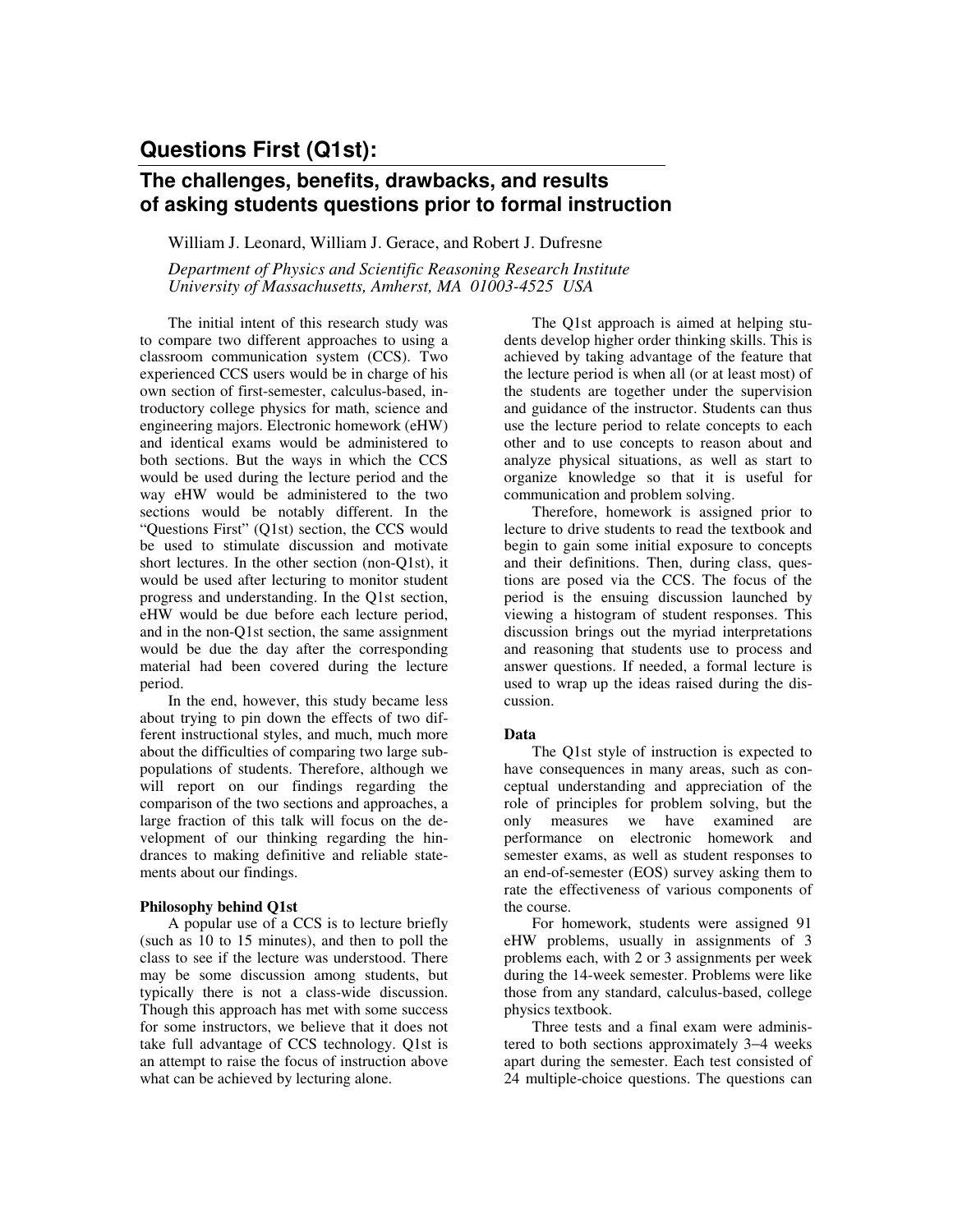# Questions First (Q1st):

## The challenges, benefits, drawbacks, and results of asking students questions prior to formal instruction

William J. Leonard, William J. Gerace, and Robert J. Dufresne

*Department of Physics and Scientific Reasoning Research Institute*
*University of Massachusetts, Amherst, MA 01003-4525 USA*

The initial intent of this research study was to compare two different approaches to using a classroom communication system (CCS). Two experienced CCS users would be in charge of his own section of first-semester, calculus-based, introductory college physics for math, science and engineering majors. Electronic homework (eHW) and identical exams would be administered to both sections. But the ways in which the CCS would be used during the lecture period and the way eHW would be administered to the two sections would be notably different. In the "Questions First" (Q1st) section, the CCS would be used to stimulate discussion and motivate short lectures. In the other section (non-Q1st), it would be used after lecturing to monitor student progress and understanding. In the Q1st section, eHW would be due before each lecture period, and in the non-Q1st section, the same assignment would be due the day after the corresponding material had been covered during the lecture period.

In the end, however, this study became less about trying to pin down the effects of two different instructional styles, and much, much more about the difficulties of comparing two large subpopulations of students. Therefore, although we will report on our findings regarding the comparison of the two sections and approaches, a large fraction of this talk will focus on the development of our thinking regarding the hindrances to making definitive and reliable statements about our findings.

### Philosophy behind Q1st

A popular use of a CCS is to lecture briefly (such as 10 to 15 minutes), and then to poll the class to see if the lecture was understood. There may be some discussion among students, but typically there is not a class-wide discussion. Though this approach has met with some success for some instructors, we believe that it does not take full advantage of CCS technology. Q1st is an attempt to raise the focus of instruction above what can be achieved by lecturing alone.

The Q1st approach is aimed at helping students develop higher order thinking skills. This is achieved by taking advantage of the feature that the lecture period is when all (or at least most) of the students are together under the supervision and guidance of the instructor. Students can thus use the lecture period to relate concepts to each other and to use concepts to reason about and analyze physical situations, as well as start to organize knowledge so that it is useful for communication and problem solving.

Therefore, homework is assigned prior to lecture to drive students to read the textbook and begin to gain some initial exposure to concepts and their definitions. Then, during class, questions are posed via the CCS. The focus of the period is the ensuing discussion launched by viewing a histogram of student responses. This discussion brings out the myriad interpretations and reasoning that students use to process and answer questions. If needed, a formal lecture is used to wrap up the ideas raised during the discussion.

### Data

The Q1st style of instruction is expected to have consequences in many areas, such as conceptual understanding and appreciation of the role of principles for problem solving, but the only measures we have examined are performance on electronic homework and semester exams, as well as student responses to an end-of-semester (EOS) survey asking them to rate the effectiveness of various components of the course.

For homework, students were assigned 91 eHW problems, usually in assignments of 3 problems each, with 2 or 3 assignments per week during the 14-week semester. Problems were like those from any standard, calculus-based, college physics textbook.

Three tests and a final exam were administered to both sections approximately 3–4 weeks apart during the semester. Each test consisted of 24 multiple-choice questions. The questions can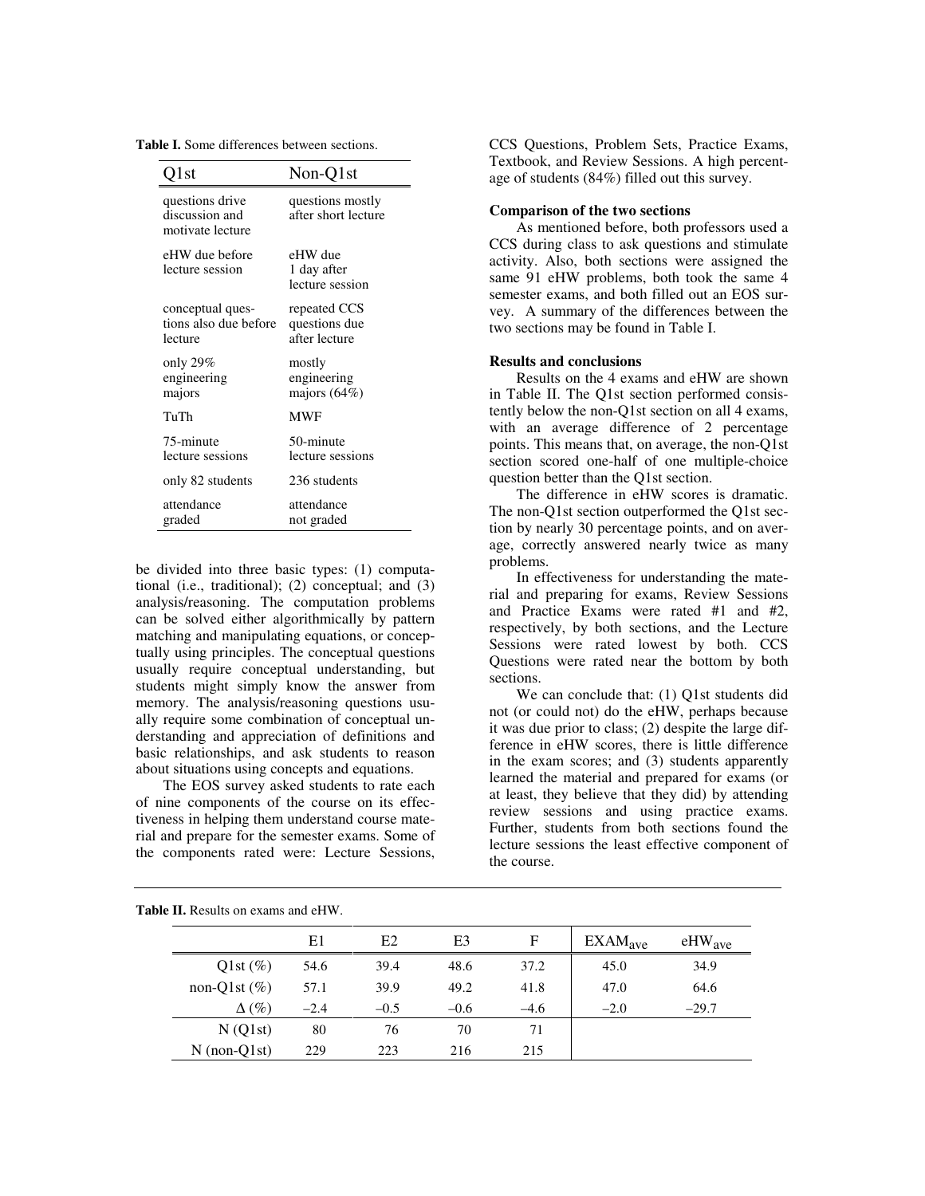**Table I.** Some differences between sections.

| Q1st | Non-Q1st |
|---|---|
| questions drive discussion and motivate lecture | questions mostly after short lecture |
| eHW due before lecture session | eHW due 1 day after lecture session |
| conceptual questions also due before lecture | repeated CCS questions due after lecture |
| only 29% engineering majors | mostly engineering majors (64%) |
| TuTh | MWF |
| 75-minute lecture sessions | 50-minute lecture sessions |
| only 82 students | 236 students |
| attendance graded | attendance not graded |

be divided into three basic types: (1) computational (i.e., traditional); (2) conceptual; and (3) analysis/reasoning. The computation problems can be solved either algorithmically by pattern matching and manipulating equations, or conceptually using principles. The conceptual questions usually require conceptual understanding, but students might simply know the answer from memory. The analysis/reasoning questions usually require some combination of conceptual understanding and appreciation of definitions and basic relationships, and ask students to reason about situations using concepts and equations.

The EOS survey asked students to rate each of nine components of the course on its effectiveness in helping them understand course material and prepare for the semester exams. Some of the components rated were: Lecture Sessions, CCS Questions, Problem Sets, Practice Exams, Textbook, and Review Sessions. A high percentage of students (84%) filled out this survey.

**Comparison of the two sections**

As mentioned before, both professors used a CCS during class to ask questions and stimulate activity. Also, both sections were assigned the same 91 eHW problems, both took the same 4 semester exams, and both filled out an EOS survey. A summary of the differences between the two sections may be found in Table I.

**Results and conclusions**

Results on the 4 exams and eHW are shown in Table II. The Q1st section performed consistently below the non-Q1st section on all 4 exams, with an average difference of 2 percentage points. This means that, on average, the non-Q1st section scored one-half of one multiple-choice question better than the Q1st section.

The difference in eHW scores is dramatic. The non-Q1st section outperformed the Q1st section by nearly 30 percentage points, and on average, correctly answered nearly twice as many problems.

In effectiveness for understanding the material and preparing for exams, Review Sessions and Practice Exams were rated #1 and #2, respectively, by both sections, and the Lecture Sessions were rated lowest by both. CCS Questions were rated near the bottom by both sections.

We can conclude that: (1) Q1st students did not (or could not) do the eHW, perhaps because it was due prior to class; (2) despite the large difference in eHW scores, there is little difference in the exam scores; and (3) students apparently learned the material and prepared for exams (or at least, they believe that they did) by attending review sessions and using practice exams. Further, students from both sections found the lecture sessions the least effective component of the course.

**Table II.** Results on exams and eHW.

| | E1 | E2 | E3 | F | $EXAM_{ave}$ | $eHW_{ave}$ |
|---|---|---|---|---|---|---|
| Q1st (%) | 54.6 | 39.4 | 48.6 | 37.2 | 45.0 | 34.9 |
| non-Q1st (%) | 57.1 | 39.9 | 49.2 | 41.8 | 47.0 | 64.6 |
| $\Delta$ (%) | –2.4 | –0.5 | –0.6 | –4.6 | –2.0 | –29.7 |
| N (Q1st) | 80 | 76 | 70 | 71 | | |
| N (non-Q1st) | 229 | 223 | 216 | 215 | | |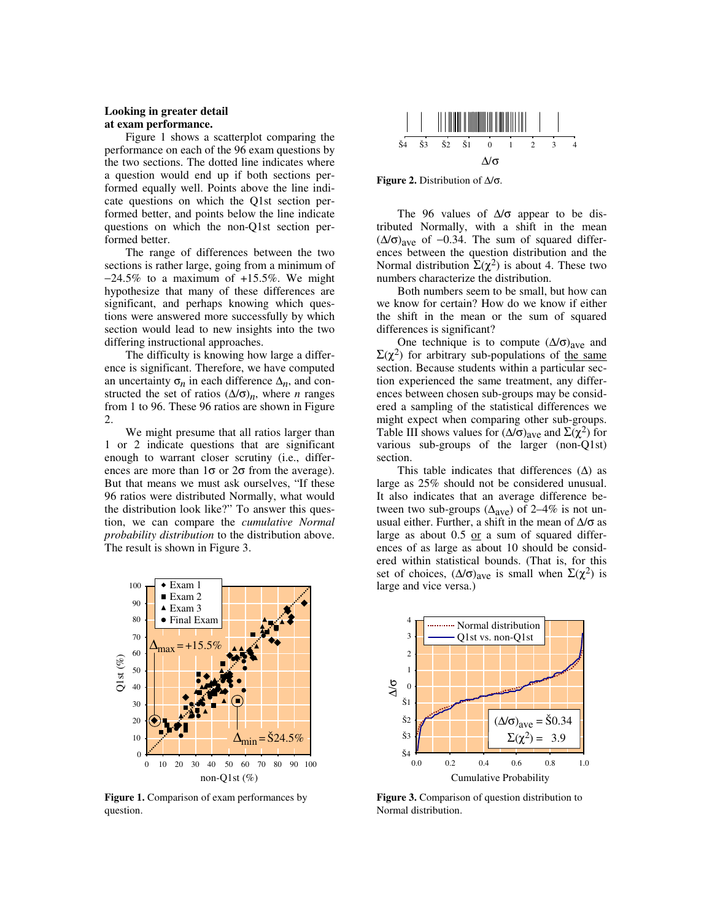### Looking in greater detail at exam performance.

Figure 1 shows a scatterplot comparing the performance on each of the 96 exam questions by the two sections. The dotted line indicates where a question would end up if both sections performed equally well. Points above the line indicate questions on which the Q1st section performed better, and points below the line indicate questions on which the non-Q1st section performed better.

The range of differences between the two sections is rather large, going from a minimum of −24.5% to a maximum of +15.5%. We might hypothesize that many of these differences are significant, and perhaps knowing which questions were answered more successfully by which section would lead to new insights into the two differing instructional approaches.

The difficulty is knowing how large a difference is significant. Therefore, we have computed an uncertainty $\sigma_n$ in each difference $\Delta_n$, and constructed the set of ratios $(\Delta/\sigma)_n$, where $n$ ranges from 1 to 96. These 96 ratios are shown in Figure 2.

We might presume that all ratios larger than 1 or 2 indicate questions that are significant enough to warrant closer scrutiny (i.e., differences are more than $1\sigma$ or $2\sigma$ from the average). But that means we must ask ourselves, "If these 96 ratios were distributed Normally, what would the distribution look like?" To answer this question, we can compare the *cumulative Normal probability distribution* to the distribution above. The result is shown in Figure 3.

**Figure 1.** Comparison of exam performances by question.

**Figure 2.** Distribution of $\Delta/\sigma$.

The 96 values of $\Delta/\sigma$ appear to be distributed Normally, with a shift in the mean $(\Delta/\sigma)_{ave}$ of −0.34. The sum of squared differences between the question distribution and the Normal distribution $\Sigma(\chi^2)$ is about 4. These two numbers characterize the distribution.

Both numbers seem to be small, but how can we know for certain? How do we know if either the shift in the mean or the sum of squared differences is significant?

One technique is to compute $(\Delta/\sigma)_{ave}$ and $\Sigma(\chi^2)$ for arbitrary sub-populations of the same section. Because students within a particular section experienced the same treatment, any differences between chosen sub-groups may be considered a sampling of the statistical differences we might expect when comparing other sub-groups. Table III shows values for $(\Delta/\sigma)_{ave}$ and $\Sigma(\chi^2)$ for various sub-groups of the larger (non-Q1st) section.

This table indicates that differences ($\Delta$) as large as 25% should not be considered unusual. It also indicates that an average difference between two sub-groups ($\Delta_{ave}$) of 2–4% is not unusual either. Further, a shift in the mean of $\Delta/\sigma$ as large as about 0.5 or a sum of squared differences of as large as about 10 should be considered within statistical bounds. (That is, for this set of choices, $(\Delta/\sigma)_{ave}$ is small when $\Sigma(\chi^2)$ is large and vice versa.)

**Figure 3.** Comparison of question distribution to Normal distribution.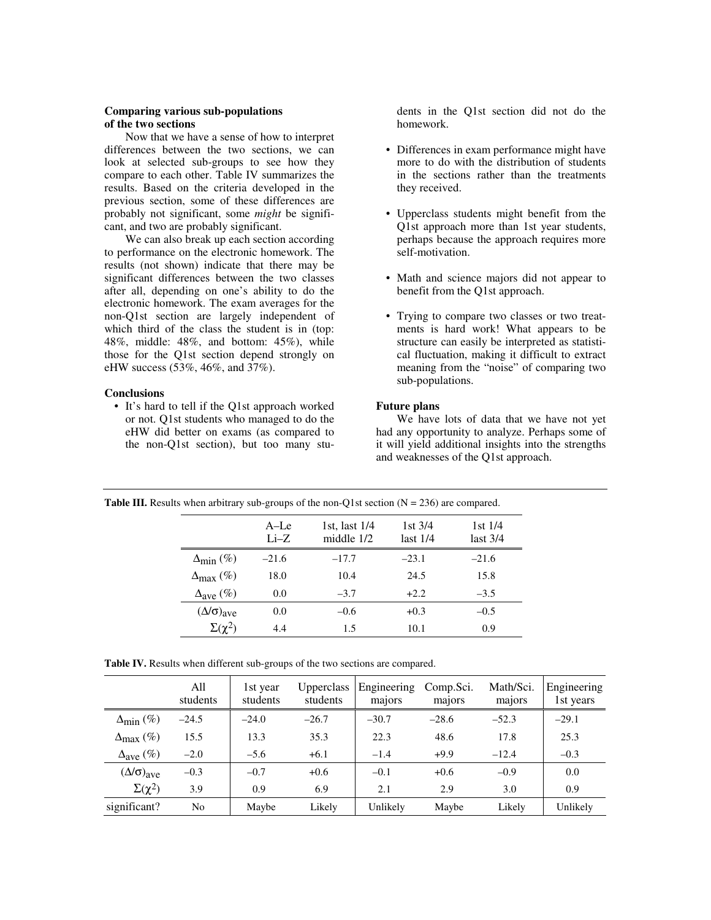### Comparing various sub-populations of the two sections

Now that we have a sense of how to interpret differences between the two sections, we can look at selected sub-groups to see how they compare to each other. Table IV summarizes the results. Based on the criteria developed in the previous section, some of these differences are probably not significant, some *might* be significant, and two are probably significant.

We can also break up each section according to performance on the electronic homework. The results (not shown) indicate that there may be significant differences between the two classes after all, depending on one's ability to do the electronic homework. The exam averages for the non-Q1st section are largely independent of which third of the class the student is in (top: 48%, middle: 48%, and bottom: 45%), while those for the Q1st section depend strongly on eHW success (53%, 46%, and 37%).

### Conclusions

- It's hard to tell if the Q1st approach worked or not. Q1st students who managed to do the eHW did better on exams (as compared to the non-Q1st section), but too many students in the Q1st section did not do the homework.
- Differences in exam performance might have more to do with the distribution of students in the sections rather than the treatments they received.
- Upperclass students might benefit from the Q1st approach more than 1st year students, perhaps because the approach requires more self-motivation.
- Math and science majors did not appear to benefit from the Q1st approach.
- Trying to compare two classes or two treatments is hard work! What appears to be structure can easily be interpreted as statistical fluctuation, making it difficult to extract meaning from the "noise" of comparing two sub-populations.

### Future plans

We have lots of data that we have not yet had any opportunity to analyze. Perhaps some of it will yield additional insights into the strengths and weaknesses of the Q1st approach.

**Table III.** Results when arbitrary sub-groups of the non-Q1st section (N = 236) are compared.

| | A–Le Li–Z | 1st, last 1/4 middle 1/2 | 1st 3/4 last 1/4 | 1st 1/4 last 3/4 |
|---|---|---|---|---|
| $\Delta_{min}$ (%) | –21.6 | –17.7 | –23.1 | –21.6 |
| $\Delta_{max}$ (%) | 18.0 | 10.4 | 24.5 | 15.8 |
| $\Delta_{ave}$ (%) | 0.0 | –3.7 | +2.2 | –3.5 |
| $(\Delta/\sigma)_{ave}$ | 0.0 | –0.6 | +0.3 | –0.5 |
| $\Sigma(\chi^2)$ | 4.4 | 1.5 | 10.1 | 0.9 |

**Table IV.** Results when different sub-groups of the two sections are compared.

| | All students | 1st year students | Upperclass students | Engineering majors | Comp.Sci. majors | Math/Sci. majors | Engineering 1st years |
|---|---|---|---|---|---|---|---|
| $\Delta_{min}$ (%) | –24.5 | –24.0 | –26.7 | –30.7 | –28.6 | –52.3 | –29.1 |
| $\Delta_{max}$ (%) | 15.5 | 13.3 | 35.3 | 22.3 | 48.6 | 17.8 | 25.3 |
| $\Delta_{ave}$ (%) | –2.0 | –5.6 | +6.1 | –1.4 | +9.9 | –12.4 | –0.3 |
| $(\Delta/\sigma)_{ave}$ | –0.3 | –0.7 | +0.6 | –0.1 | +0.6 | –0.9 | 0.0 |
| $\Sigma(\chi^2)$ | 3.9 | 0.9 | 6.9 | 2.1 | 2.9 | 3.0 | 0.9 |
| significant? | No | Maybe | Likely | Unlikely | Maybe | Likely | Unlikely |